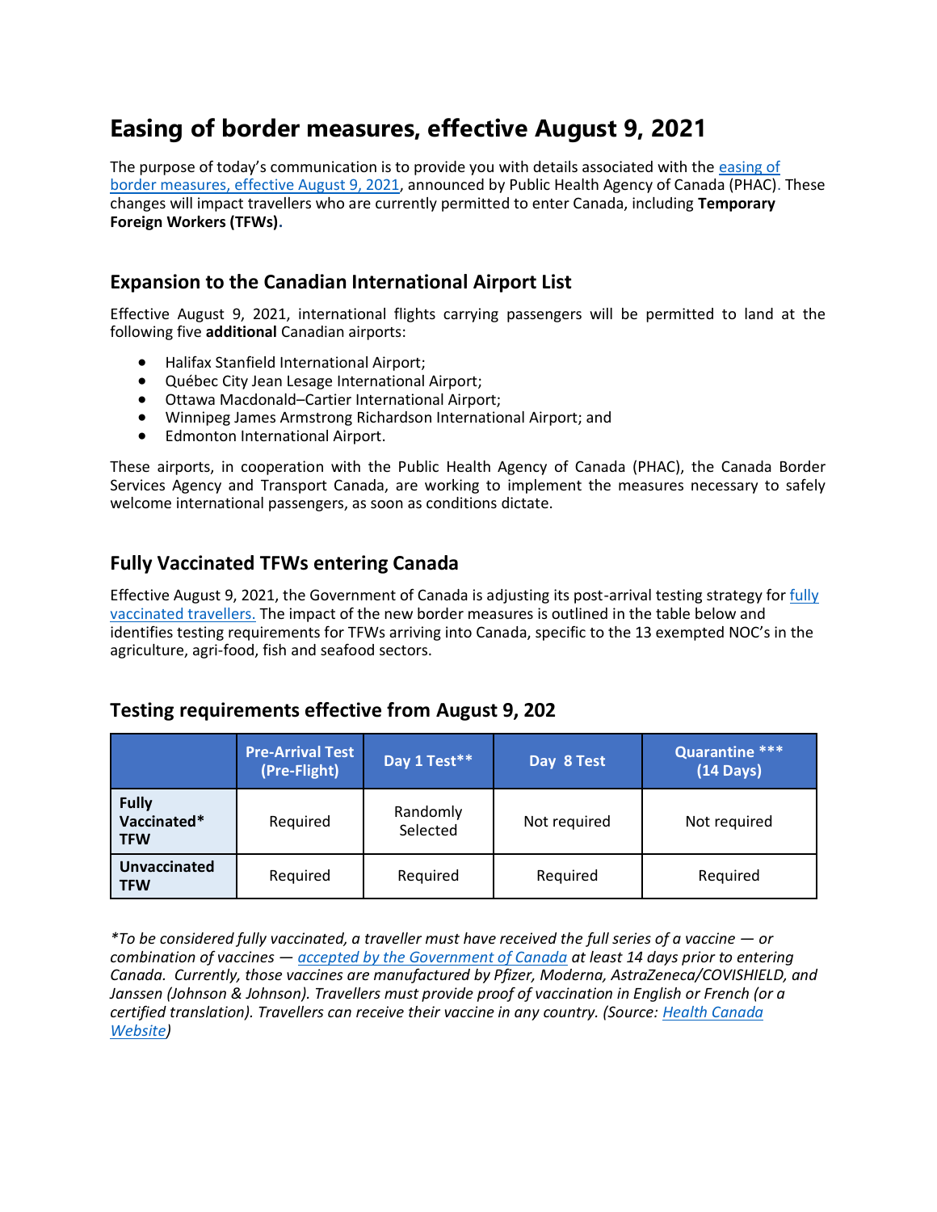# Easing of border measures, effective August 9, 2021

The purpose of today's communication is to provide you with details associated with the easing of border measures, effective August 9, 2021, announced by Public Health Agency of Canada (PHAC). These changes will impact travellers who are currently permitted to enter Canada, including **Temporary Foreign Workers (TFWs).**

## Expansion to the Canadian International Airport List

Effective August 9, 2021, international flights carrying passengers will be permitted to land at the following five **additional** Canadian airports:

- Halifax Stanfield International Airport;
- Québec City Jean Lesage International Airport;
- Ottawa Macdonald–Cartier International Airport;
- Winnipeg James Armstrong Richardson International Airport; and
- Edmonton International Airport.

These airports, in cooperation with the Public Health Agency of Canada (PHAC), the Canada Border Services Agency and Transport Canada, are working to implement the measures necessary to safely welcome international passengers, as soon as conditions dictate.

## Fully Vaccinated TFWs entering Canada

Effective August 9, 2021, the Government of Canada is adjusting its post-arrival testing strategy for fully vaccinated travellers. The impact of the new border measures is outlined in the table below and identifies testing requirements for TFWs arriving into Canada, specific to the 13 exempted NOC's in the agriculture, agri-food, fish and seafood sectors.

## Testing requirements effective from August 9, 202

| | Pre-Arrival Test (Pre-Flight) | Day 1 Test** | Day 8 Test | Quarantine *** (14 Days) |
|---|---|---|---|---|
| **Fully Vaccinated* TFW** | Required | Randomly Selected | Not required | Not required |
| **Unvaccinated TFW** | Required | Required | Required | Required |

*\*To be considered fully vaccinated, a traveller must have received the full series of a vaccine — or combination of vaccines — accepted by the Government of Canada at least 14 days prior to entering Canada. Currently, those vaccines are manufactured by Pfizer, Moderna, AstraZeneca/COVISHIELD, and Janssen (Johnson & Johnson). Travellers must provide proof of vaccination in English or French (or a certified translation). Travellers can receive their vaccine in any country. (Source: Health Canada Website)*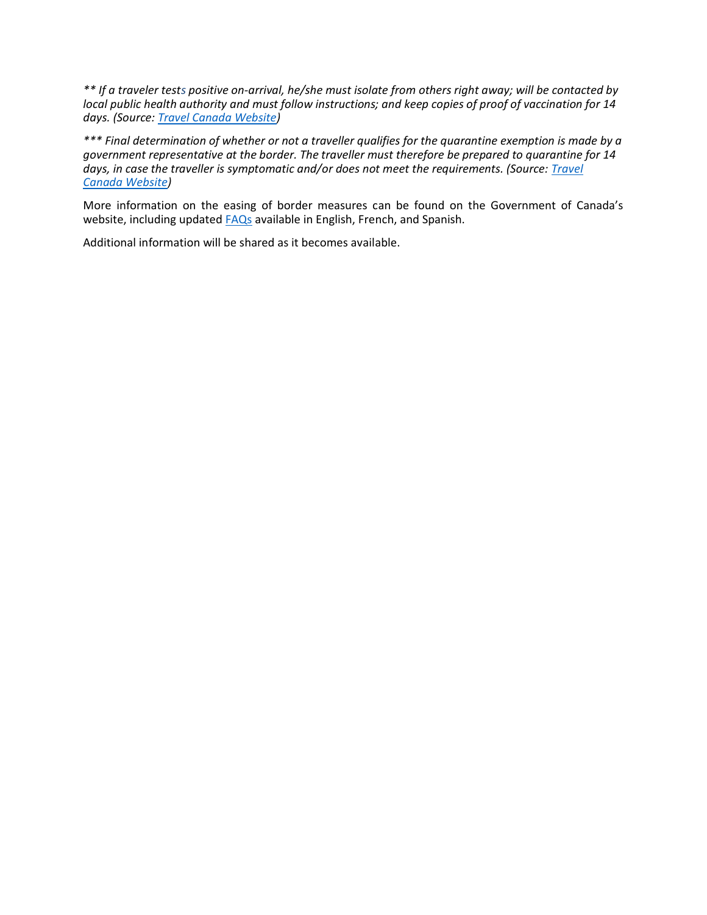*\** If a traveler tests positive on-arrival, he/she must isolate from others right away; will be contacted by local public health authority and must follow instructions; and keep copies of proof of vaccination for 14 days. (Source: [Travel Canada Website](#))*

*\*** Final determination of whether or not a traveller qualifies for the quarantine exemption is made by a government representative at the border. The traveller must therefore be prepared to quarantine for 14 days, in case the traveller is symptomatic and/or does not meet the requirements. (Source: [Travel Canada Website](#))*

More information on the easing of border measures can be found on the Government of Canada's website, including updated [FAQs](#) available in English, French, and Spanish.

Additional information will be shared as it becomes available.